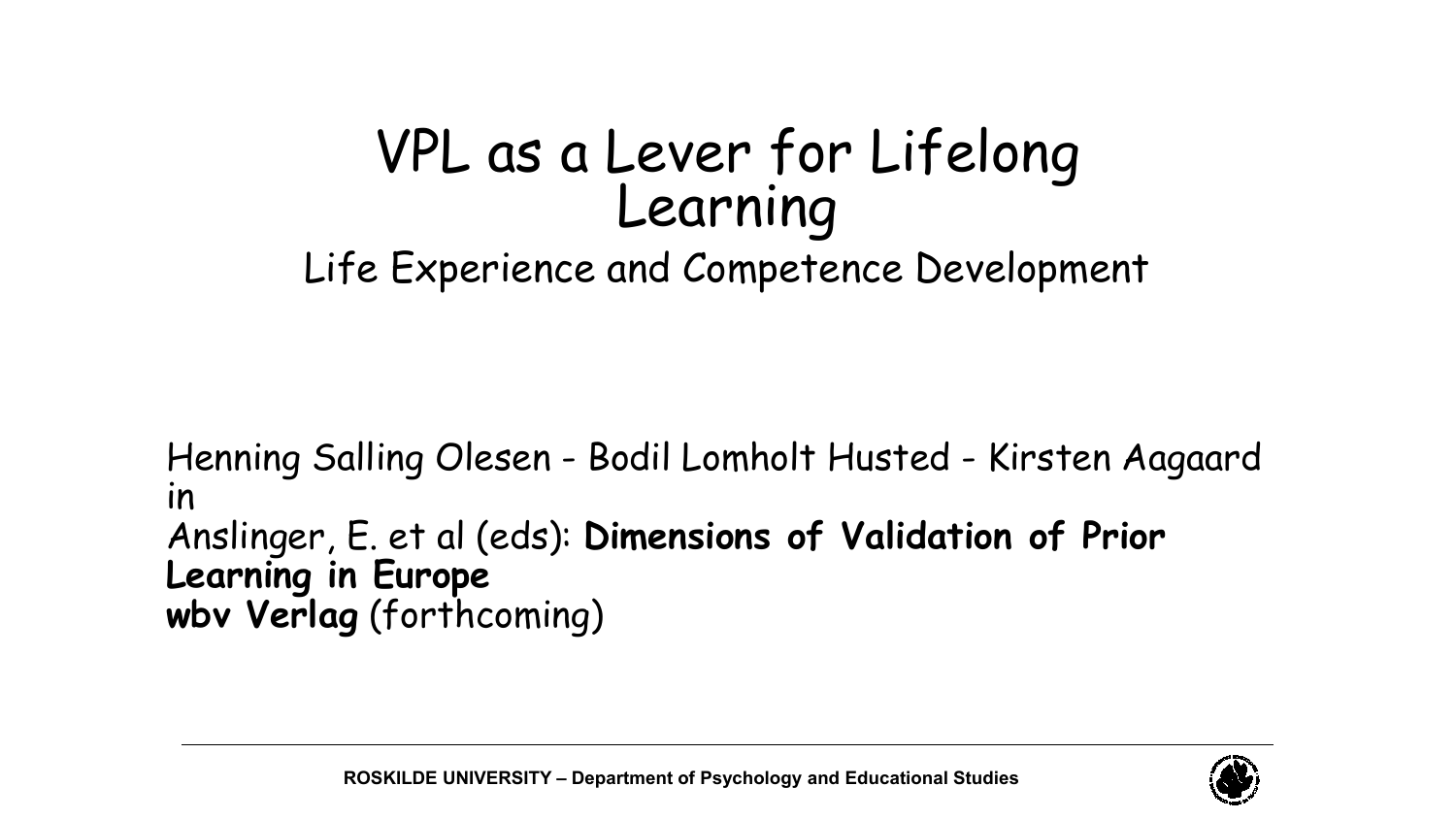# VPL as a Lever for Lifelong Learning

## Life Experience and Competence Development

Henning Salling Olesen - Bodil Lomholt Husted - Kirsten Aagaard
in
Anslinger, E. et al (eds): **Dimensions of Validation of Prior Learning in Europe**
**wbv Verlag** (forthcoming)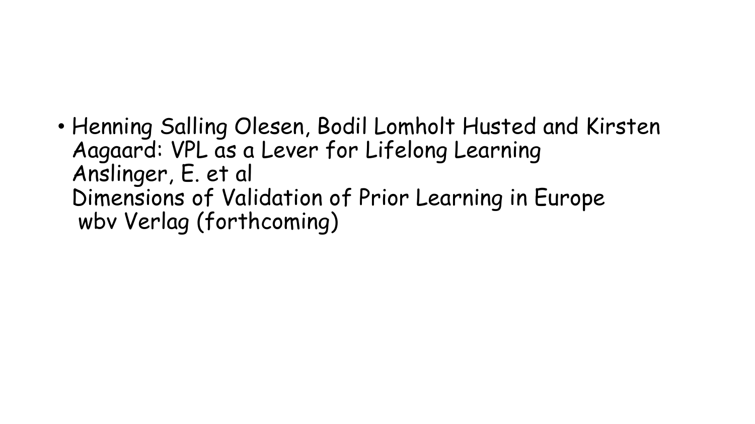- Henning Salling Olesen, Bodil Lomholt Husted and Kirsten Aagaard: VPL as a Lever for Lifelong Learning
  Anslinger, E. et al
  Dimensions of Validation of Prior Learning in Europe
  wbv Verlag (forthcoming)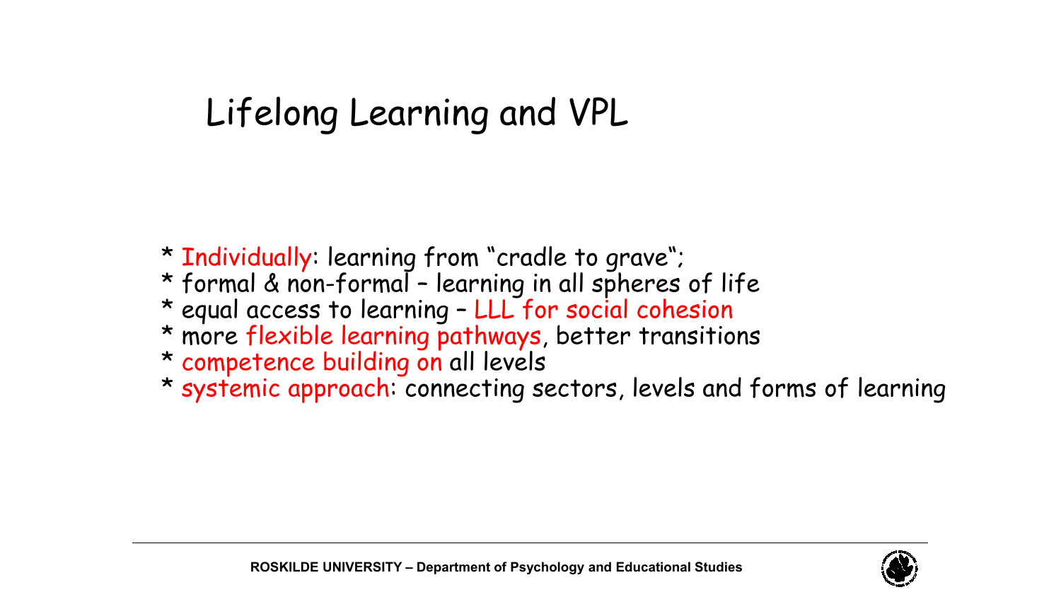# Lifelong Learning and VPL

* Individually: learning from “cradle to grave“;
* formal & non-formal – learning in all spheres of life
* equal access to learning – LLL for social cohesion
* more flexible learning pathways, better transitions
* competence building on all levels
* systemic approach: connecting sectors, levels and forms of learning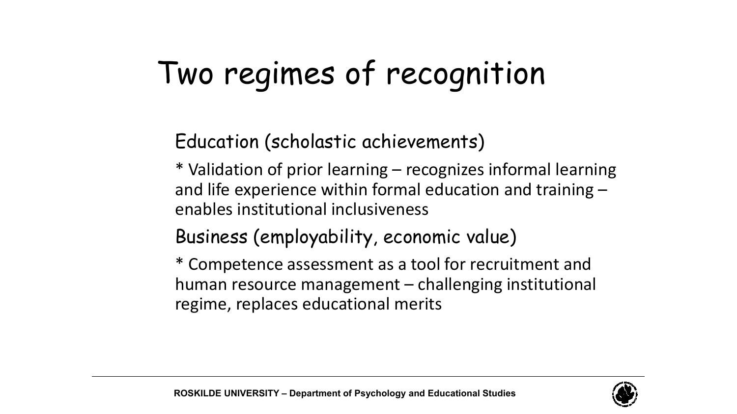# Two regimes of recognition

Education (scholastic achievements)

* Validation of prior learning – recognizes informal learning and life experience within formal education and training – enables institutional inclusiveness

Business (employability, economic value)

* Competence assessment as a tool for recruitment and human resource management – challenging institutional regime, replaces educational merits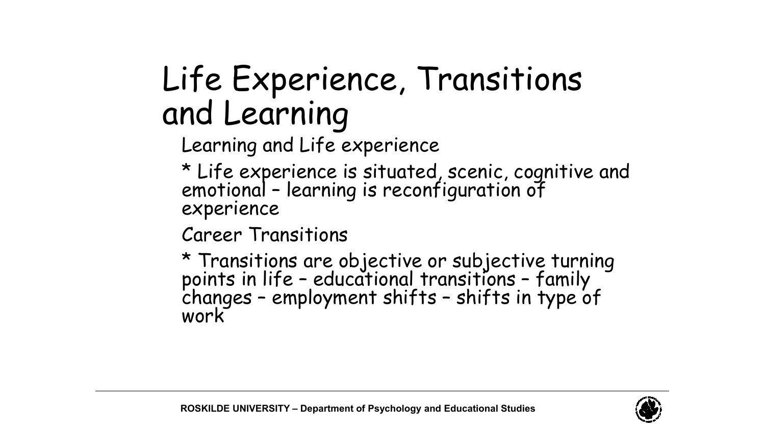# Life Experience, Transitions and Learning

Learning and Life experience

* Life experience is situated, scenic, cognitive and emotional – learning is reconfiguration of experience

Career Transitions

* Transitions are objective or subjective turning points in life – educational transitions – family changes – employment shifts – shifts in type of work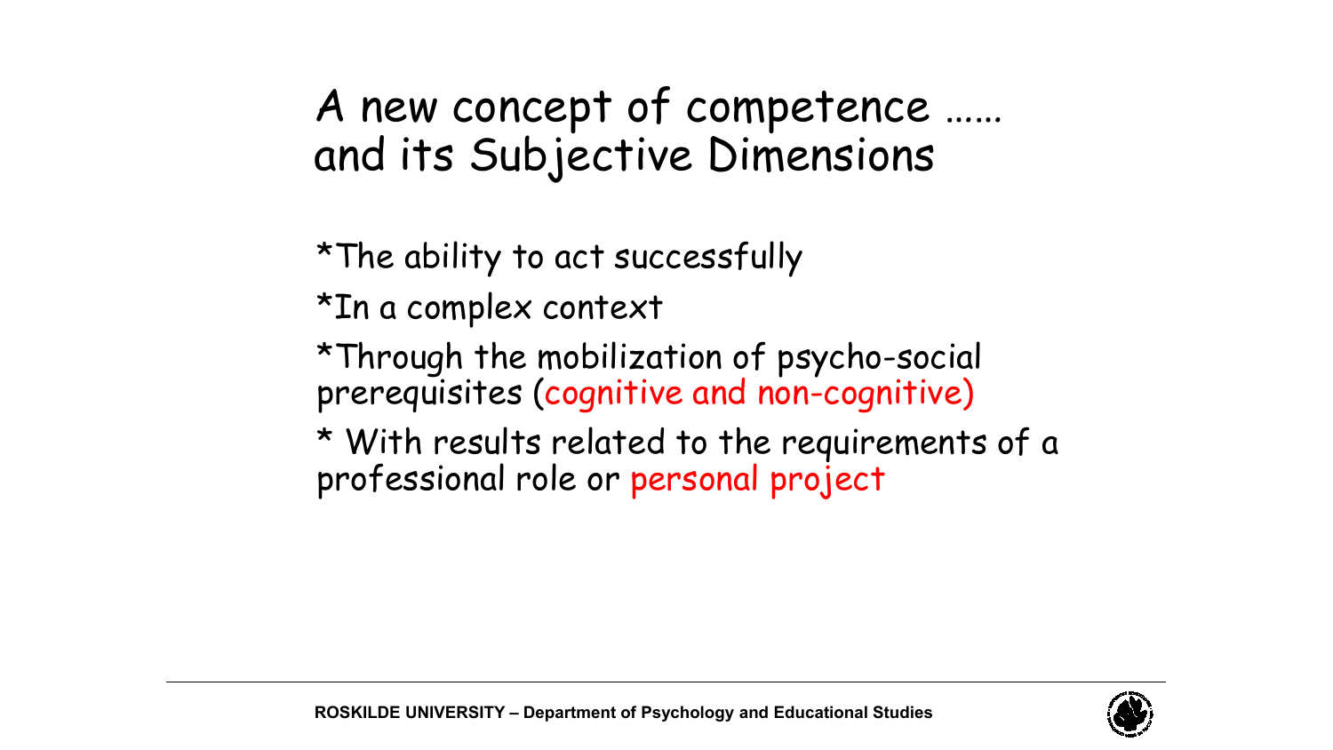# A new concept of competence …… and its Subjective Dimensions

*The ability to act successfully

*In a complex context

*Through the mobilization of psycho-social prerequisites (cognitive and non-cognitive)

* With results related to the requirements of a professional role or personal project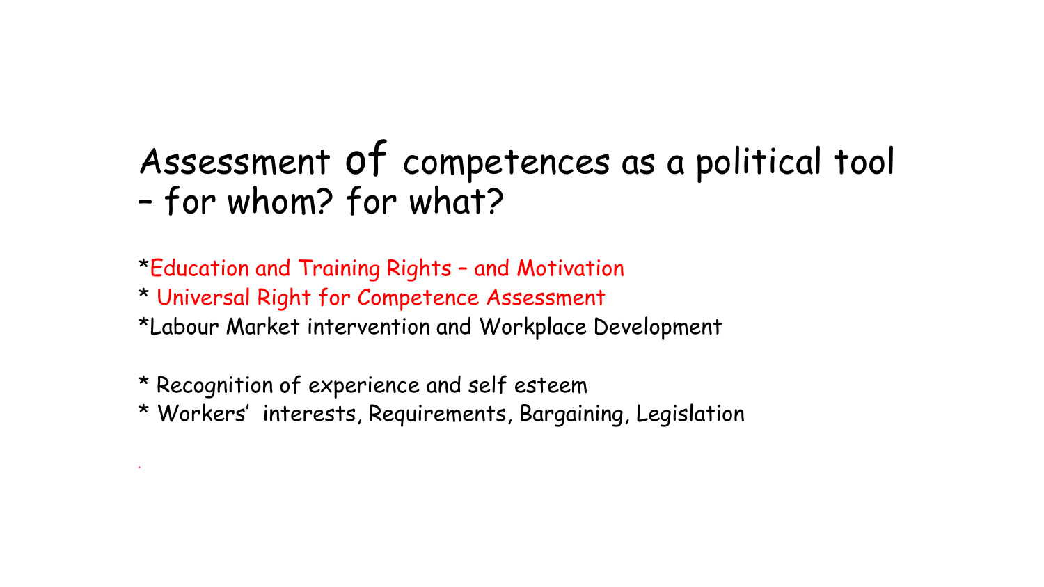# Assessment of competences as a political tool – for whom? for what?

*Education and Training Rights – and Motivation
* Universal Right for Competence Assessment
*Labour Market intervention and Workplace Development

* Recognition of experience and self esteem
* Workers' interests, Requirements, Bargaining, Legislation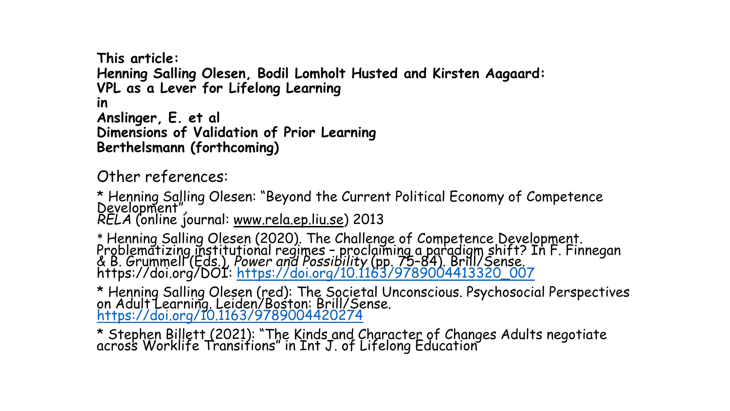**This article:**
**Henning Salling Olesen, Bodil Lomholt Husted and Kirsten Aagaard:**
**VPL as a Lever for Lifelong Learning**
**in**
**Anslinger, E. et al**
**Dimensions of Validation of Prior Learning**
**Berthelsmann (forthcoming)**

Other references:

* Henning Salling Olesen: "Beyond the Current Political Economy of Competence Development",
*RELA* (online journal: www.rela.ep.liu.se) 2013

* Henning Salling Olesen (2020). The Challenge of Competence Development. Problematizing institutional regimes – proclaiming a paradigm shift? In F. Finnegan & B. Grummell (Eds.), *Power and Possibility* (pp. 75–84). Brill/Sense. https://doi.org/DOI: https://doi.org/10.1163/9789004413320_007

* Henning Salling Olesen (red): The Societal Unconscious. Psychosocial Perspectives on Adult Learning. Leiden/Boston: Brill/Sense. https://doi.org/10.1163/9789004420274

* Stephen Billett (2021): "The Kinds and Character of Changes Adults negotiate across Worklife Transitions" in Int J. of Lifelong Education